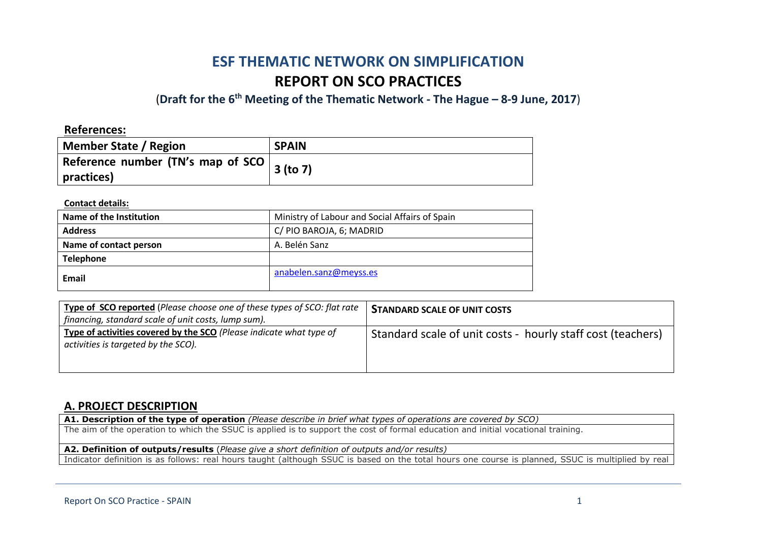# ESF THEMATIC NETWORK ON SIMPLIFICATION

# REPORT ON SCO PRACTICES

(**Draft for the 6th Meeting of the Thematic Network - The Hague – 8-9 June, 2017**)

**References:**

| **Member State / Region** | **SPAIN** |
|---|---|
| **Reference number (TN's map of SCO practices)** | **3 (to 7)** |

**Contact details:**

| **Name of the Institution** | Ministry of Labour and Social Affairs of Spain |
|---|---|
| **Address** | C/ PIO BAROJA, 6; MADRID |
| **Name of contact person** | A. Belén Sanz |
| **Telephone** | |
| **Email** | anabelen.sanz@meyss.es |

| **Type of SCO reported** (*Please choose one of these types of SCO: flat rate financing, standard scale of unit costs, lump sum).* | **STANDARD SCALE OF UNIT COSTS** |
|---|---|
| **Type of activities covered by the SCO** (*Please indicate what type of activities is targeted by the SCO).* | Standard scale of unit costs - hourly staff cost (teachers) |

## A. PROJECT DESCRIPTION

**A1. Description of the type of operation** *(Please describe in brief what types of operations are covered by SCO)*

The aim of the operation to which the SSUC is applied is to support the cost of formal education and initial vocational training.

**A2. Definition of outputs/results** (*Please give a short definition of outputs and/or results)*

Indicator definition is as follows: real hours taught (although SSUC is based on the total hours one course is planned, SSUC is multiplied by real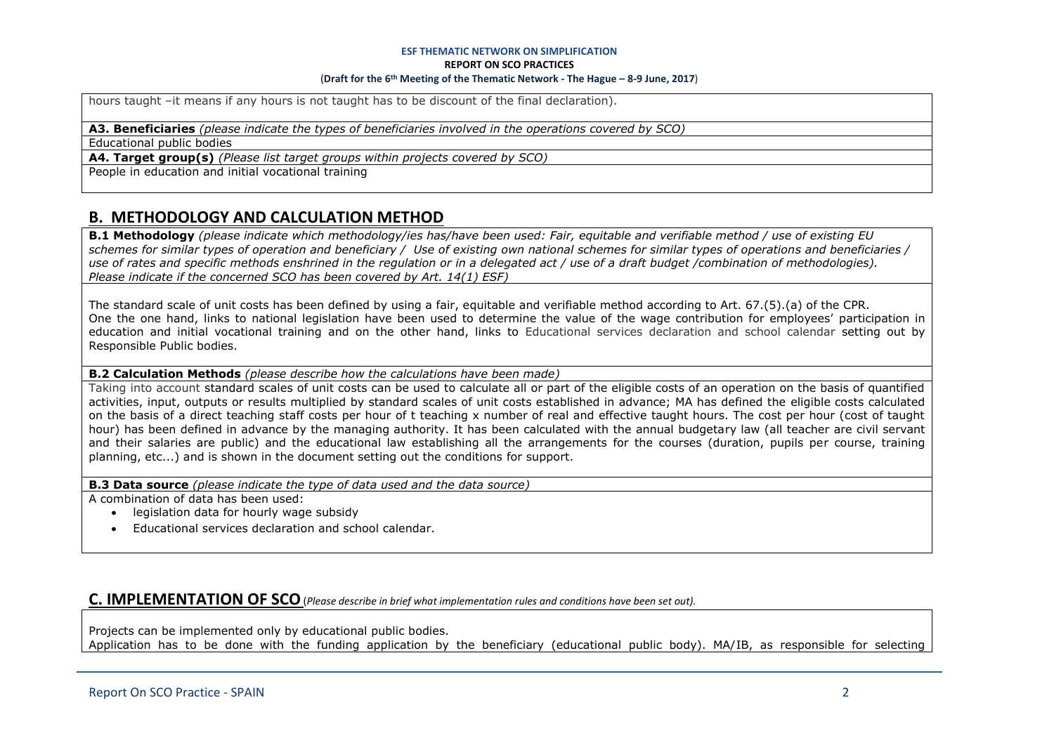hours taught –it means if any hours is not taught has to be discount of the final declaration).

**A3. Beneficiaries** *(please indicate the types of beneficiaries involved in the operations covered by SCO)*

Educational public bodies

**A4. Target group(s)** *(Please list target groups within projects covered by SCO)*

People in education and initial vocational training

## B. METHODOLOGY AND CALCULATION METHOD

**B.1 Methodology** *(please indicate which methodology/ies has/have been used: Fair, equitable and verifiable method / use of existing EU schemes for similar types of operation and beneficiary / Use of existing own national schemes for similar types of operations and beneficiaries / use of rates and specific methods enshrined in the regulation or in a delegated act / use of a draft budget /combination of methodologies). Please indicate if the concerned SCO has been covered by Art. 14(1) ESF)*

The standard scale of unit costs has been defined by using a fair, equitable and verifiable method according to Art. 67.(5).(a) of the CPR.
One the one hand, links to national legislation have been used to determine the value of the wage contribution for employees' participation in education and initial vocational training and on the other hand, links to Educational services declaration and school calendar setting out by Responsible Public bodies.

**B.2 Calculation Methods** *(please describe how the calculations have been made)*

Taking into account standard scales of unit costs can be used to calculate all or part of the eligible costs of an operation on the basis of quantified activities, input, outputs or results multiplied by standard scales of unit costs established in advance; MA has defined the eligible costs calculated on the basis of a direct teaching staff costs per hour of t teaching x number of real and effective taught hours. The cost per hour (cost of taught hour) has been defined in advance by the managing authority. It has been calculated with the annual budgetary law (all teacher are civil servant and their salaries are public) and the educational law establishing all the arrangements for the courses (duration, pupils per course, training planning, etc...) and is shown in the document setting out the conditions for support.

**B.3 Data source** *(please indicate the type of data used and the data source)*

A combination of data has been used:

- legislation data for hourly wage subsidy
- Educational services declaration and school calendar.

## C. IMPLEMENTATION OF SCO

*(Please describe in brief what implementation rules and conditions have been set out).*

Projects can be implemented only by educational public bodies.
Application has to be done with the funding application by the beneficiary (educational public body). MA/IB, as responsible for selecting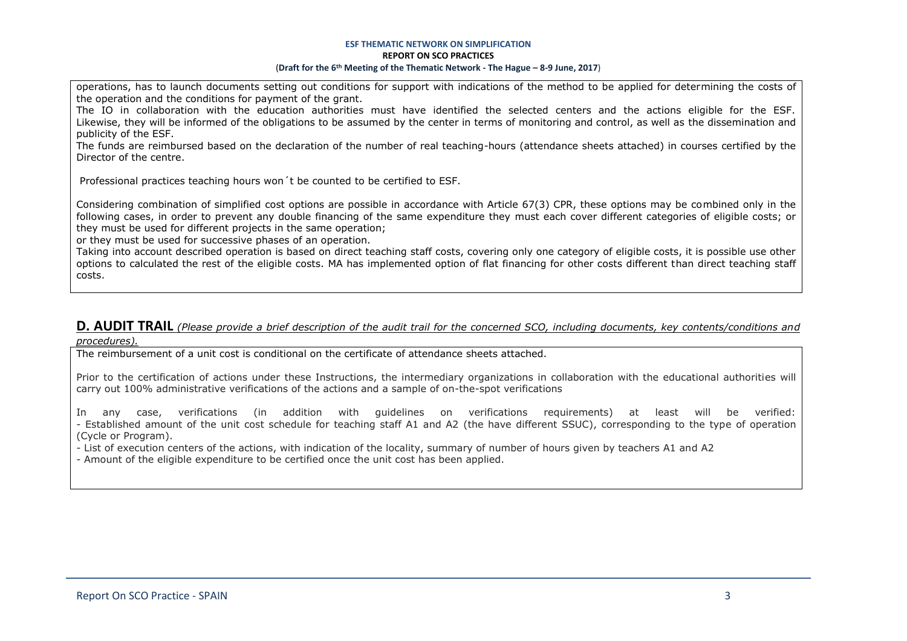operations, has to launch documents setting out conditions for support with indications of the method to be applied for determining the costs of the operation and the conditions for payment of the grant.

The IO in collaboration with the education authorities must have identified the selected centers and the actions eligible for the ESF. Likewise, they will be informed of the obligations to be assumed by the center in terms of monitoring and control, as well as the dissemination and publicity of the ESF.

The funds are reimbursed based on the declaration of the number of real teaching-hours (attendance sheets attached) in courses certified by the Director of the centre.

Professional practices teaching hours won´t be counted to be certified to ESF.

Considering combination of simplified cost options are possible in accordance with Article 67(3) CPR, these options may be combined only in the following cases, in order to prevent any double financing of the same expenditure they must each cover different categories of eligible costs; or they must be used for different projects in the same operation;
or they must be used for successive phases of an operation.

Taking into account described operation is based on direct teaching staff costs, covering only one category of eligible costs, it is possible use other options to calculated the rest of the eligible costs. MA has implemented option of flat financing for other costs different than direct teaching staff costs.

## D. AUDIT TRAIL *(Please provide a brief description of the audit trail for the concerned SCO, including documents, key contents/conditions and procedures).*

The reimbursement of a unit cost is conditional on the certificate of attendance sheets attached.

Prior to the certification of actions under these Instructions, the intermediary organizations in collaboration with the educational authorities will carry out 100% administrative verifications of the actions and a sample of on-the-spot verifications

In any case, verifications (in addition with guidelines on verifications requirements) at least will be verified:
- Established amount of the unit cost schedule for teaching staff A1 and A2 (the have different SSUC), corresponding to the type of operation (Cycle or Program).
- List of execution centers of the actions, with indication of the locality, summary of number of hours given by teachers A1 and A2
- Amount of the eligible expenditure to be certified once the unit cost has been applied.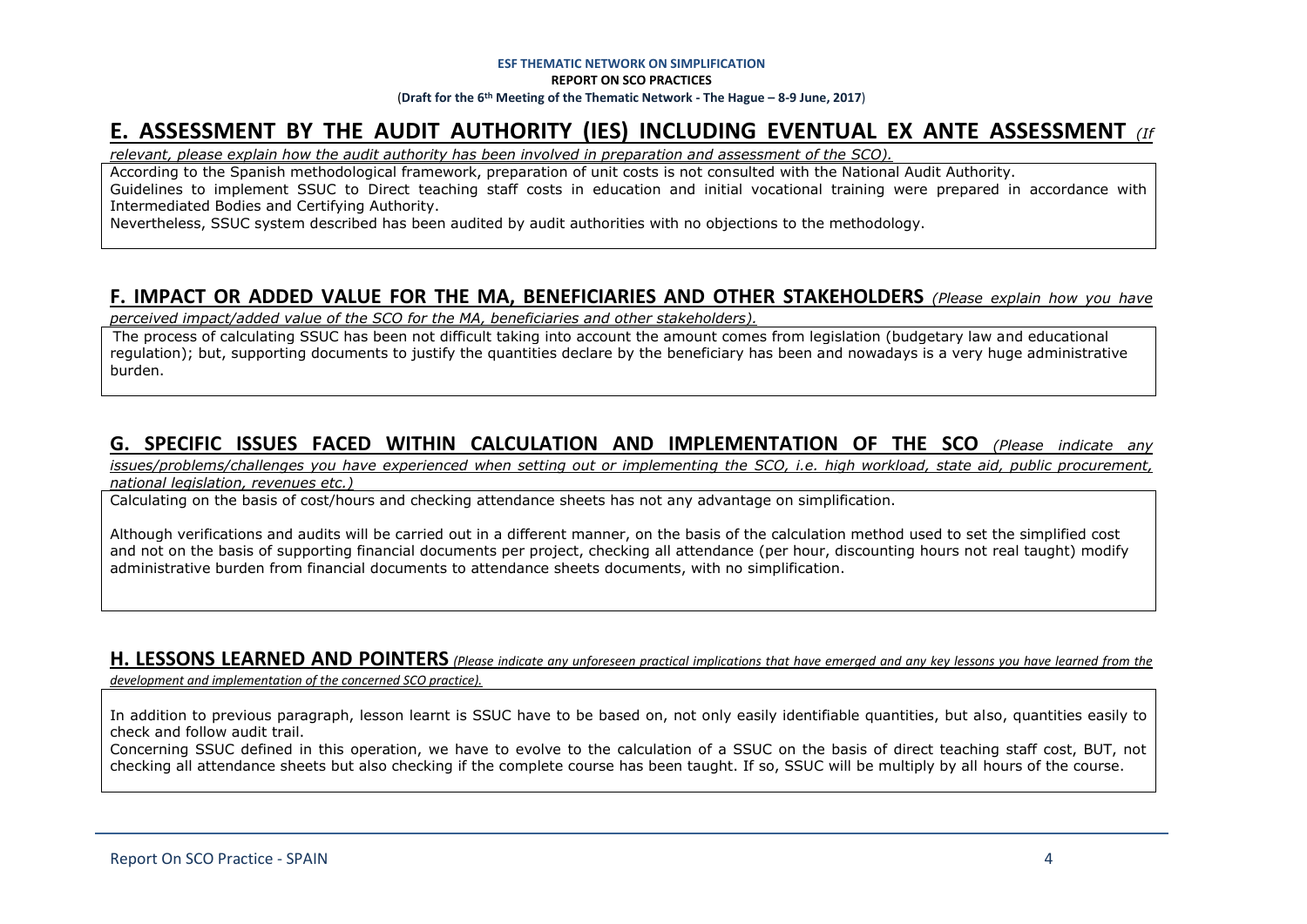## E. ASSESSMENT BY THE AUDIT AUTHORITY (IES) INCLUDING EVENTUAL EX ANTE ASSESSMENT *(If relevant, please explain how the audit authority has been involved in preparation and assessment of the SCO).*

According to the Spanish methodological framework, preparation of unit costs is not consulted with the National Audit Authority.

Guidelines to implement SSUC to Direct teaching staff costs in education and initial vocational training were prepared in accordance with Intermediated Bodies and Certifying Authority.

Nevertheless, SSUC system described has been audited by audit authorities with no objections to the methodology.

## F. IMPACT OR ADDED VALUE FOR THE MA, BENEFICIARIES AND OTHER STAKEHOLDERS *(Please explain how you have perceived impact/added value of the SCO for the MA, beneficiaries and other stakeholders).*

The process of calculating SSUC has been not difficult taking into account the amount comes from legislation (budgetary law and educational regulation); but, supporting documents to justify the quantities declare by the beneficiary has been and nowadays is a very huge administrative burden.

## G. SPECIFIC ISSUES FACED WITHIN CALCULATION AND IMPLEMENTATION OF THE SCO *(Please indicate any issues/problems/challenges you have experienced when setting out or implementing the SCO, i.e. high workload, state aid, public procurement, national legislation, revenues etc.)*

Calculating on the basis of cost/hours and checking attendance sheets has not any advantage on simplification.

Although verifications and audits will be carried out in a different manner, on the basis of the calculation method used to set the simplified cost and not on the basis of supporting financial documents per project, checking all attendance (per hour, discounting hours not real taught) modify administrative burden from financial documents to attendance sheets documents, with no simplification.

## H. LESSONS LEARNED AND POINTERS *(Please indicate any unforeseen practical implications that have emerged and any key lessons you have learned from the development and implementation of the concerned SCO practice).*

In addition to previous paragraph, lesson learnt is SSUC have to be based on, not only easily identifiable quantities, but also, quantities easily to check and follow audit trail.

Concerning SSUC defined in this operation, we have to evolve to the calculation of a SSUC on the basis of direct teaching staff cost, BUT, not checking all attendance sheets but also checking if the complete course has been taught. If so, SSUC will be multiply by all hours of the course.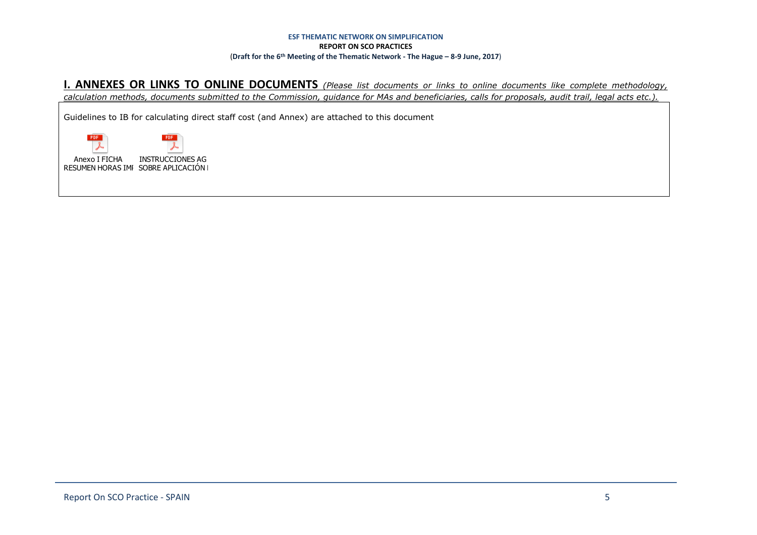## I. ANNEXES OR LINKS TO ONLINE DOCUMENTS *(Please list documents or links to online documents like complete methodology, calculation methods, documents submitted to the Commission, guidance for MAs and beneficiaries, calls for proposals, audit trail, legal acts etc.).*

Guidelines to IB for calculating direct staff cost (and Annex) are attached to this document

Anexo I FICHA RESUMEN HORAS IMI

INSTRUCCIONES AG SOBRE APLICACIÓN I